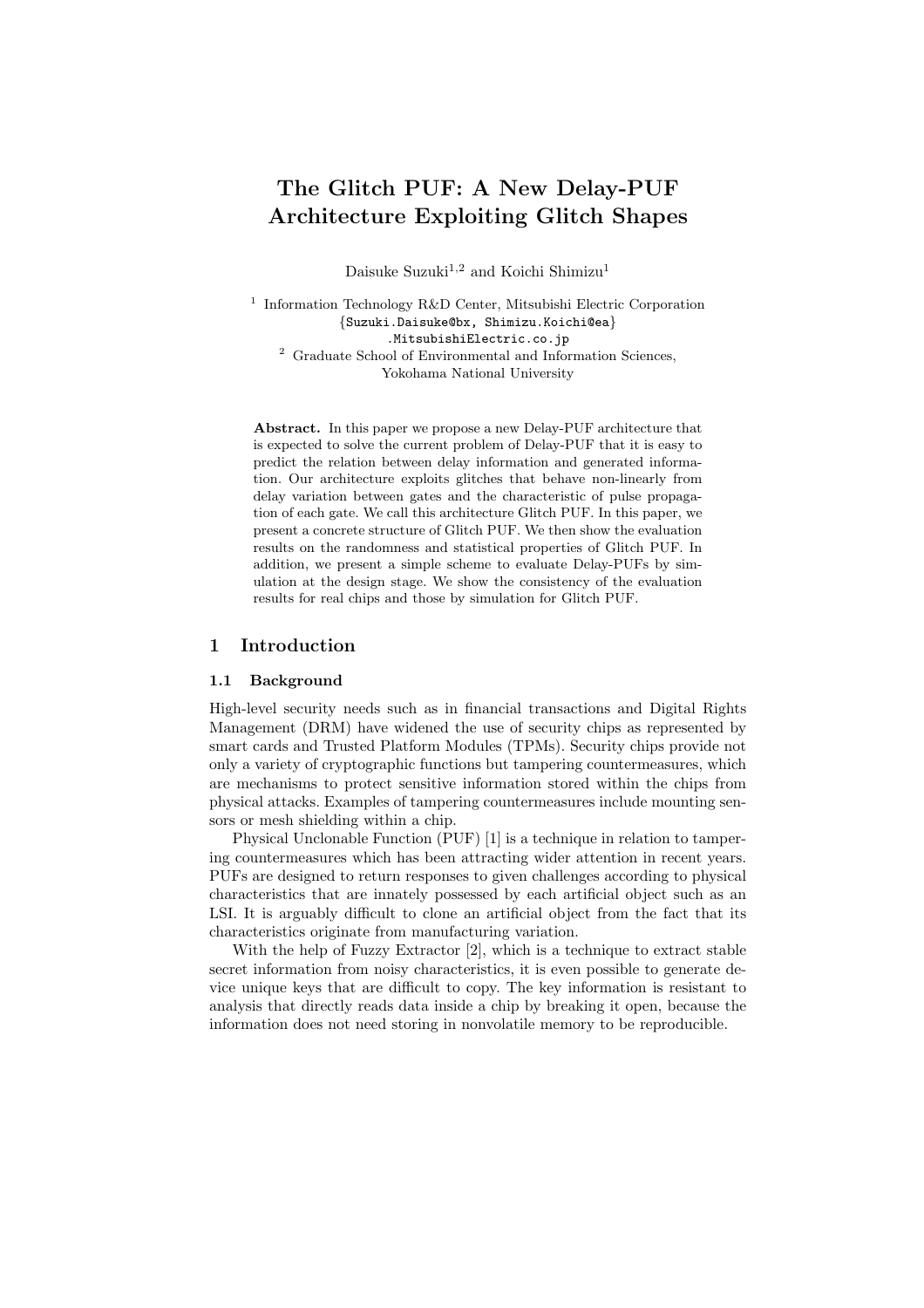# The Glitch PUF: A New Delay-PUF Architecture Exploiting Glitch Shapes

Daisuke Suzuki[1,2] and Koichi Shimizu[1]

[1] Information Technology R&D Center, Mitsubishi Electric Corporation
{Suzuki.Daisuke@bx, Shimizu.Koichi@ea}
.MitsubishiElectric.co.jp

[2] Graduate School of Environmental and Information Sciences,
Yokohama National University

**Abstract.** In this paper we propose a new Delay-PUF architecture that is expected to solve the current problem of Delay-PUF that it is easy to predict the relation between delay information and generated information. Our architecture exploits glitches that behave non-linearly from delay variation between gates and the characteristic of pulse propagation of each gate. We call this architecture Glitch PUF. In this paper, we present a concrete structure of Glitch PUF. We then show the evaluation results on the randomness and statistical properties of Glitch PUF. In addition, we present a simple scheme to evaluate Delay-PUFs by simulation at the design stage. We show the consistency of the evaluation results for real chips and those by simulation for Glitch PUF.

## 1 Introduction

### 1.1 Background

High-level security needs such as in financial transactions and Digital Rights Management (DRM) have widened the use of security chips as represented by smart cards and Trusted Platform Modules (TPMs). Security chips provide not only a variety of cryptographic functions but tampering countermeasures, which are mechanisms to protect sensitive information stored within the chips from physical attacks. Examples of tampering countermeasures include mounting sensors or mesh shielding within a chip.

Physical Unclonable Function (PUF) [1] is a technique in relation to tampering countermeasures which has been attracting wider attention in recent years. PUFs are designed to return responses to given challenges according to physical characteristics that are innately possessed by each artificial object such as an LSI. It is arguably difficult to clone an artificial object from the fact that its characteristics originate from manufacturing variation.

With the help of Fuzzy Extractor [2], which is a technique to extract stable secret information from noisy characteristics, it is even possible to generate device unique keys that are difficult to copy. The key information is resistant to analysis that directly reads data inside a chip by breaking it open, because the information does not need storing in nonvolatile memory to be reproducible.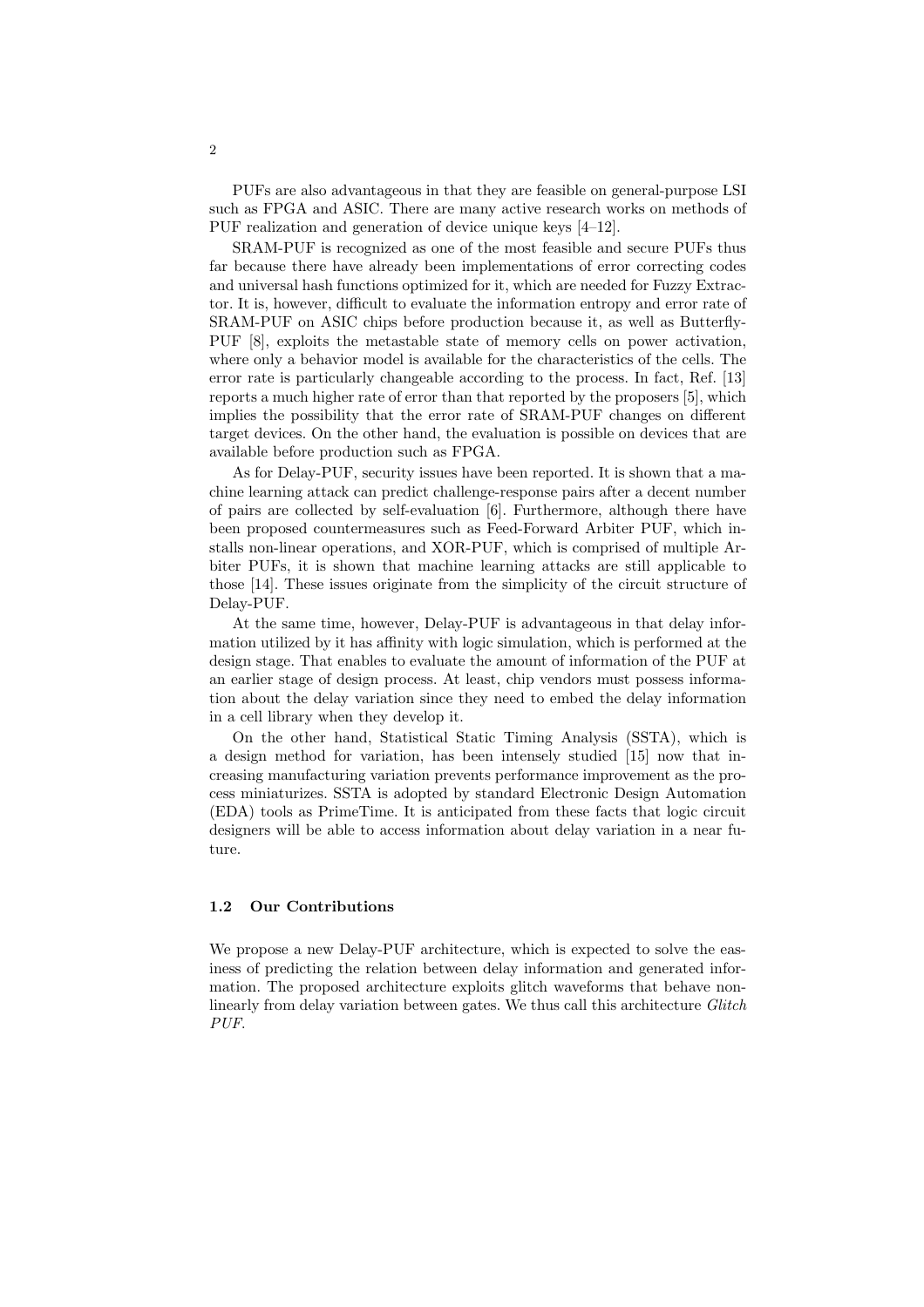PUFs are also advantageous in that they are feasible on general-purpose LSI such as FPGA and ASIC. There are many active research works on methods of PUF realization and generation of device unique keys [4–12].

SRAM-PUF is recognized as one of the most feasible and secure PUFs thus far because there have already been implementations of error correcting codes and universal hash functions optimized for it, which are needed for Fuzzy Extractor. It is, however, difficult to evaluate the information entropy and error rate of SRAM-PUF on ASIC chips before production because it, as well as Butterfly-PUF [8], exploits the metastable state of memory cells on power activation, where only a behavior model is available for the characteristics of the cells. The error rate is particularly changeable according to the process. In fact, Ref. [13] reports a much higher rate of error than that reported by the proposers [5], which implies the possibility that the error rate of SRAM-PUF changes on different target devices. On the other hand, the evaluation is possible on devices that are available before production such as FPGA.

As for Delay-PUF, security issues have been reported. It is shown that a machine learning attack can predict challenge-response pairs after a decent number of pairs are collected by self-evaluation [6]. Furthermore, although there have been proposed countermeasures such as Feed-Forward Arbiter PUF, which installs non-linear operations, and XOR-PUF, which is comprised of multiple Arbiter PUFs, it is shown that machine learning attacks are still applicable to those [14]. These issues originate from the simplicity of the circuit structure of Delay-PUF.

At the same time, however, Delay-PUF is advantageous in that delay information utilized by it has affinity with logic simulation, which is performed at the design stage. That enables to evaluate the amount of information of the PUF at an earlier stage of design process. At least, chip vendors must possess information about the delay variation since they need to embed the delay information in a cell library when they develop it.

On the other hand, Statistical Static Timing Analysis (SSTA), which is a design method for variation, has been intensely studied [15] now that increasing manufacturing variation prevents performance improvement as the process miniaturizes. SSTA is adopted by standard Electronic Design Automation (EDA) tools as PrimeTime. It is anticipated from these facts that logic circuit designers will be able to access information about delay variation in a near future.

### 1.2 Our Contributions

We propose a new Delay-PUF architecture, which is expected to solve the easiness of predicting the relation between delay information and generated information. The proposed architecture exploits glitch waveforms that behave non-linearly from delay variation between gates. We thus call this architecture *Glitch PUF*.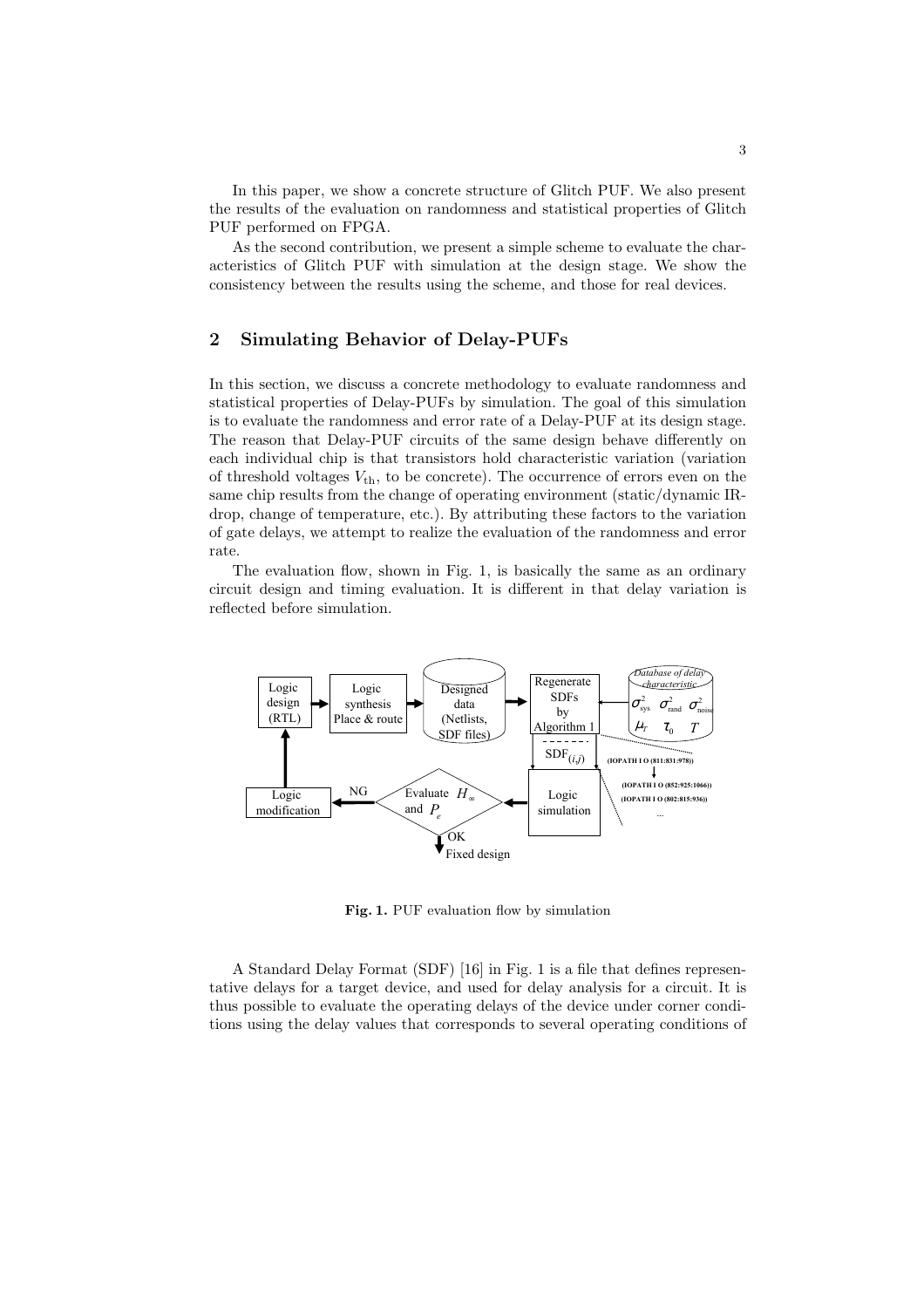In this paper, we show a concrete structure of Glitch PUF. We also present the results of the evaluation on randomness and statistical properties of Glitch PUF performed on FPGA.

As the second contribution, we present a simple scheme to evaluate the characteristics of Glitch PUF with simulation at the design stage. We show the consistency between the results using the scheme, and those for real devices.

## 2 Simulating Behavior of Delay-PUFs

In this section, we discuss a concrete methodology to evaluate randomness and statistical properties of Delay-PUFs by simulation. The goal of this simulation is to evaluate the randomness and error rate of a Delay-PUF at its design stage. The reason that Delay-PUF circuits of the same design behave differently on each individual chip is that transistors hold characteristic variation (variation of threshold voltages $V_{\mathrm{th}}$, to be concrete). The occurrence of errors even on the same chip results from the change of operating environment (static/dynamic IR-drop, change of temperature, etc.). By attributing these factors to the variation of gate delays, we attempt to realize the evaluation of the randomness and error rate.

The evaluation flow, shown in Fig. 1, is basically the same as an ordinary circuit design and timing evaluation. It is different in that delay variation is reflected before simulation.

Logic design (RTL) → Logic synthesis Place & route → Designed data (Netlists, SDF files) → Regenerate SDFs by Algorithm 1 ← Database of delay characteristic ($\sigma^2_{\mathrm{sys}}$ $\sigma^2_{\mathrm{rand}}$ $\sigma^2_{\mathrm{noise}}$ $\mu_T$ $\tau_0$ $T$)

$\mathrm{SDF}_{(i,j)}$ → Logic simulation → Evaluate $H_\infty$ and $P_e$ → OK: Fixed design; NG: Logic modification → Logic design (RTL)

(IOPATH I O (811:831:978)) → (IOPATH I O (852:925:1066)) (IOPATH I O (802:815:936)) ...

**Fig. 1.** PUF evaluation flow by simulation

A Standard Delay Format (SDF) [16] in Fig. 1 is a file that defines representative delays for a target device, and used for delay analysis for a circuit. It is thus possible to evaluate the operating delays of the device under corner conditions using the delay values that corresponds to several operating conditions of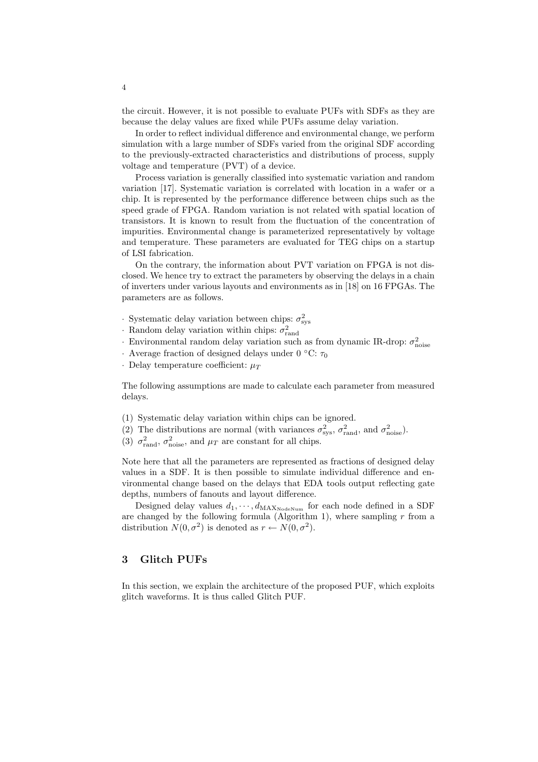the circuit. However, it is not possible to evaluate PUFs with SDFs as they are because the delay values are fixed while PUFs assume delay variation.

In order to reflect individual difference and environmental change, we perform simulation with a large number of SDFs varied from the original SDF according to the previously-extracted characteristics and distributions of process, supply voltage and temperature (PVT) of a device.

Process variation is generally classified into systematic variation and random variation [17]. Systematic variation is correlated with location in a wafer or a chip. It is represented by the performance difference between chips such as the speed grade of FPGA. Random variation is not related with spatial location of transistors. It is known to result from the fluctuation of the concentration of impurities. Environmental change is parameterized representatively by voltage and temperature. These parameters are evaluated for TEG chips on a startup of LSI fabrication.

On the contrary, the information about PVT variation on FPGA is not disclosed. We hence try to extract the parameters by observing the delays in a chain of inverters under various layouts and environments as in [18] on 16 FPGAs. The parameters are as follows.

- Systematic delay variation between chips: $\sigma^2_{\mathrm{sys}}$
- Random delay variation within chips: $\sigma^2_{\mathrm{rand}}$
- Environmental random delay variation such as from dynamic IR-drop: $\sigma^2_{\mathrm{noise}}$
- Average fraction of designed delays under 0 °C: $\tau_0$
- Delay temperature coefficient: $\mu_T$

The following assumptions are made to calculate each parameter from measured delays.

(1) Systematic delay variation within chips can be ignored.
(2) The distributions are normal (with variances $\sigma^2_{\mathrm{sys}}$, $\sigma^2_{\mathrm{rand}}$, and $\sigma^2_{\mathrm{noise}}$).
(3) $\sigma^2_{\mathrm{rand}}$, $\sigma^2_{\mathrm{noise}}$, and $\mu_T$ are constant for all chips.

Note here that all the parameters are represented as fractions of designed delay values in a SDF. It is then possible to simulate individual difference and environmental change based on the delays that EDA tools output reflecting gate depths, numbers of fanouts and layout difference.

Designed delay values $d_1, \cdots, d_{\mathrm{MAX}_{\mathrm{NodeNum}}}$ for each node defined in a SDF are changed by the following formula (Algorithm 1), where sampling $r$ from a distribution $N(0, \sigma^2)$ is denoted as $r \leftarrow N(0, \sigma^2)$.

## 3 Glitch PUFs

In this section, we explain the architecture of the proposed PUF, which exploits glitch waveforms. It is thus called Glitch PUF.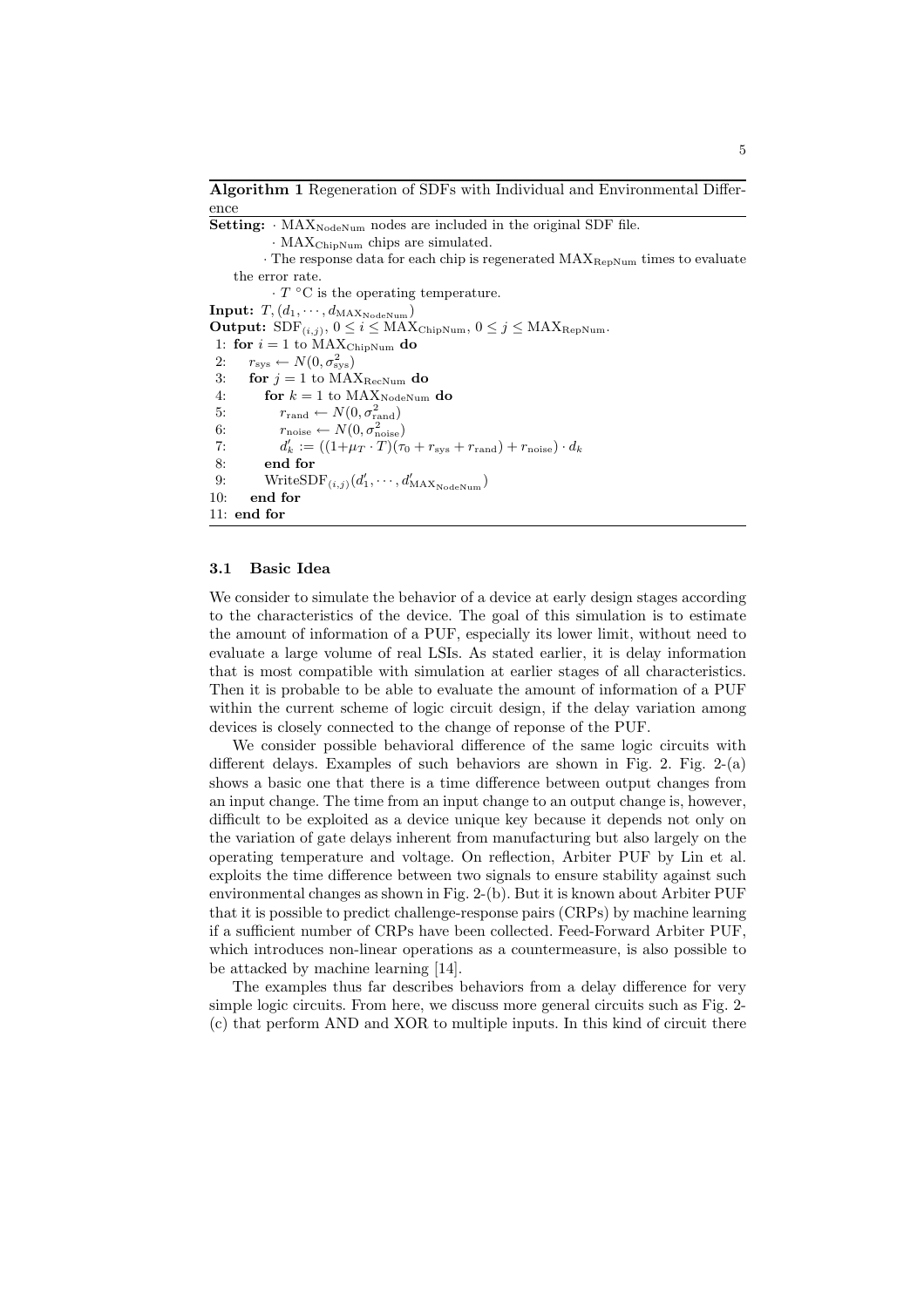**Algorithm 1** Regeneration of SDFs with Individual and Environmental Difference

**Setting:** · $\mathrm{MAX}_{\mathrm{NodeNum}}$ nodes are included in the original SDF file.

· $\mathrm{MAX}_{\mathrm{ChipNum}}$ chips are simulated.

· The response data for each chip is regenerated $\mathrm{MAX}_{\mathrm{RepNum}}$ times to evaluate the error rate.

· $T$ °C is the operating temperature.

**Input:** $T, (d_1, \cdots, d_{\mathrm{MAX}_{\mathrm{NodeNum}}})$

**Output:** $\mathrm{SDF}_{(i,j)}$, $0 \le i \le \mathrm{MAX}_{\mathrm{ChipNum}}$, $0 \le j \le \mathrm{MAX}_{\mathrm{RepNum}}$.

```
1: for i = 1 to MAX_ChipNum do
2:   r_sys ← N(0, σ_sys^2)
3:   for j = 1 to MAX_RecNum do
4:     for k = 1 to MAX_NodeNum do
5:       r_rand ← N(0, σ_rand^2)
6:       r_noise ← N(0, σ_noise^2)
7:       d'_k := ((1+μ_T · T)(τ_0 + r_sys + r_rand) + r_noise) · d_k
8:     end for
9:     WriteSDF_(i,j)(d'_1, ··· , d'_MAX_NodeNum)
10:  end for
11: end for
```

### 3.1 Basic Idea

We consider to simulate the behavior of a device at early design stages according to the characteristics of the device. The goal of this simulation is to estimate the amount of information of a PUF, especially its lower limit, without need to evaluate a large volume of real LSIs. As stated earlier, it is delay information that is most compatible with simulation at earlier stages of all characteristics. Then it is probable to be able to evaluate the amount of information of a PUF within the current scheme of logic circuit design, if the delay variation among devices is closely connected to the change of reponse of the PUF.

We consider possible behavioral difference of the same logic circuits with different delays. Examples of such behaviors are shown in Fig. 2. Fig. 2-(a) shows a basic one that there is a time difference between output changes from an input change. The time from an input change to an output change is, however, difficult to be exploited as a device unique key because it depends not only on the variation of gate delays inherent from manufacturing but also largely on the operating temperature and voltage. On reflection, Arbiter PUF by Lin et al. exploits the time difference between two signals to ensure stability against such environmental changes as shown in Fig. 2-(b). But it is known about Arbiter PUF that it is possible to predict challenge-response pairs (CRPs) by machine learning if a sufficient number of CRPs have been collected. Feed-Forward Arbiter PUF, which introduces non-linear operations as a countermeasure, is also possible to be attacked by machine learning [14].

The examples thus far describes behaviors from a delay difference for very simple logic circuits. From here, we discuss more general circuits such as Fig. 2-(c) that perform AND and XOR to multiple inputs. In this kind of circuit there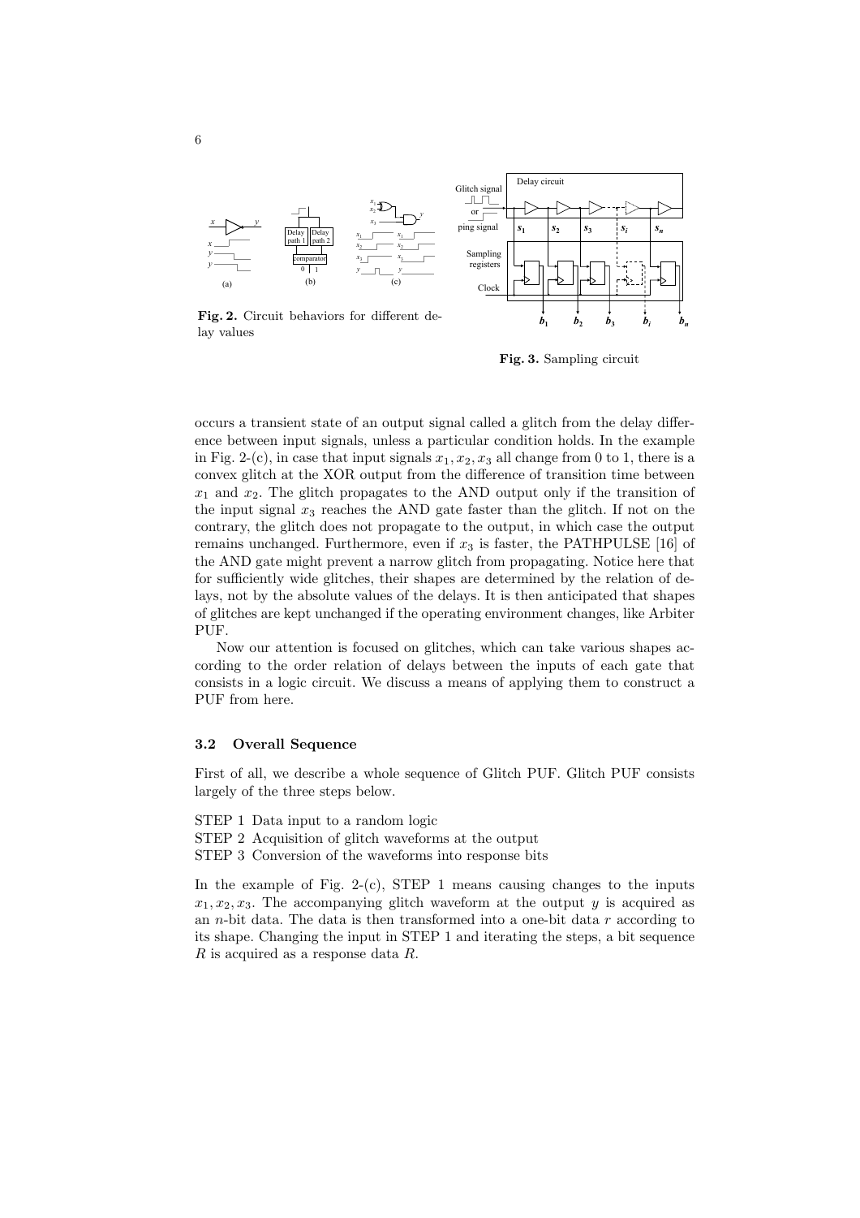**Fig. 2.** Circuit behaviors for different delay values

**Fig. 3.** Sampling circuit

occurs a transient state of an output signal called a glitch from the delay difference between input signals, unless a particular condition holds. In the example in Fig. 2-(c), in case that input signals $x_1, x_2, x_3$ all change from 0 to 1, there is a convex glitch at the XOR output from the difference of transition time between $x_1$ and $x_2$. The glitch propagates to the AND output only if the transition of the input signal $x_3$ reaches the AND gate faster than the glitch. If not on the contrary, the glitch does not propagate to the output, in which case the output remains unchanged. Furthermore, even if $x_3$ is faster, the PATHPULSE [16] of the AND gate might prevent a narrow glitch from propagating. Notice here that for sufficiently wide glitches, their shapes are determined by the relation of delays, not by the absolute values of the delays. It is then anticipated that shapes of glitches are kept unchanged if the operating environment changes, like Arbiter PUF.

Now our attention is focused on glitches, which can take various shapes according to the order relation of delays between the inputs of each gate that consists in a logic circuit. We discuss a means of applying them to construct a PUF from here.

### 3.2 Overall Sequence

First of all, we describe a whole sequence of Glitch PUF. Glitch PUF consists largely of the three steps below.

STEP 1 Data input to a random logic
STEP 2 Acquisition of glitch waveforms at the output
STEP 3 Conversion of the waveforms into response bits

In the example of Fig. 2-(c), STEP 1 means causing changes to the inputs $x_1, x_2, x_3$. The accompanying glitch waveform at the output $y$ is acquired as an $n$-bit data. The data is then transformed into a one-bit data $r$ according to its shape. Changing the input in STEP 1 and iterating the steps, a bit sequence $R$ is acquired as a response data $R$.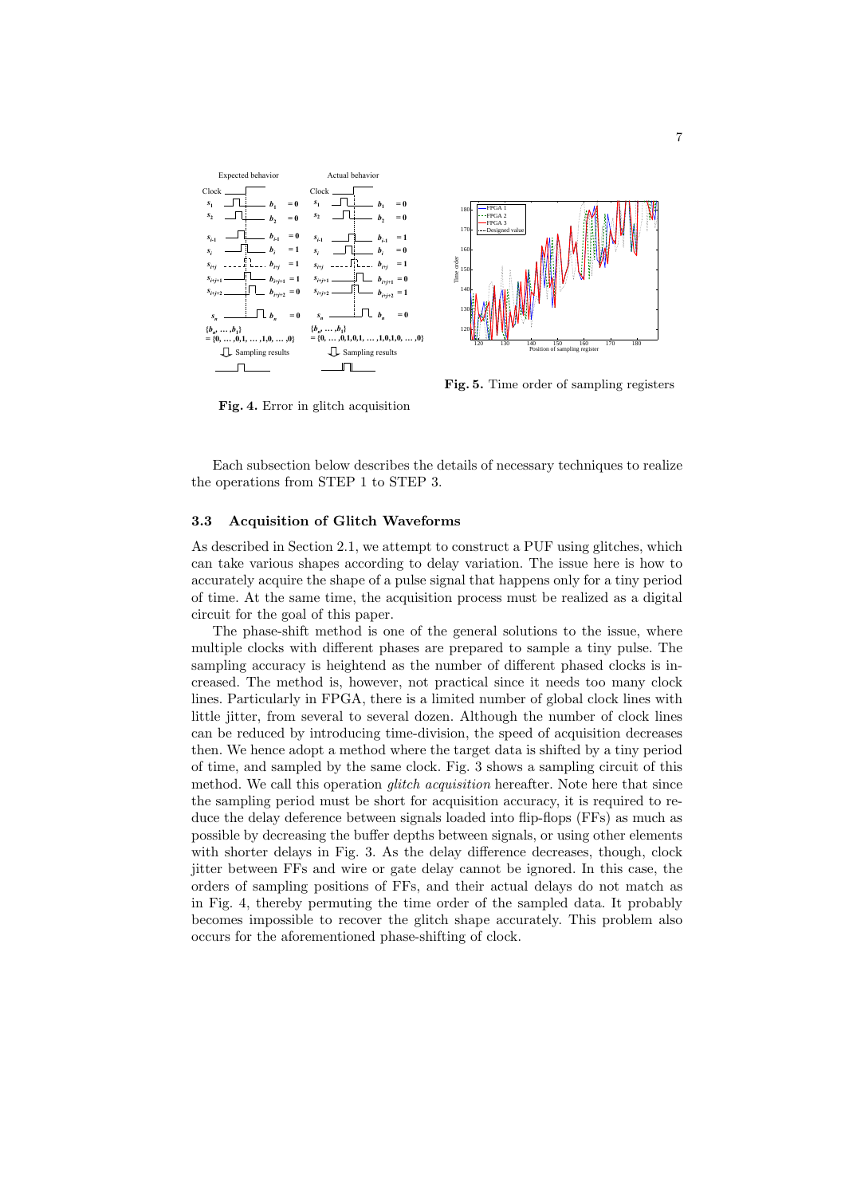**Fig. 4.** Error in glitch acquisition

**Fig. 5.** Time order of sampling registers

Each subsection below describes the details of necessary techniques to realize the operations from STEP 1 to STEP 3.

### 3.3 Acquisition of Glitch Waveforms

As described in Section 2.1, we attempt to construct a PUF using glitches, which can take various shapes according to delay variation. The issue here is how to accurately acquire the shape of a pulse signal that happens only for a tiny period of time. At the same time, the acquisition process must be realized as a digital circuit for the goal of this paper.

The phase-shift method is one of the general solutions to the issue, where multiple clocks with different phases are prepared to sample a tiny pulse. The sampling accuracy is heightend as the number of different phased clocks is increased. The method is, however, not practical since it needs too many clock lines. Particularly in FPGA, there is a limited number of global clock lines with little jitter, from several to several dozen. Although the number of clock lines can be reduced by introducing time-division, the speed of acquisition decreases then. We hence adopt a method where the target data is shifted by a tiny period of time, and sampled by the same clock. Fig. 3 shows a sampling circuit of this method. We call this operation *glitch acquisition* hereafter. Note here that since the sampling period must be short for acquisition accuracy, it is required to reduce the delay deference between signals loaded into flip-flops (FFs) as much as possible by decreasing the buffer depths between signals, or using other elements with shorter delays in Fig. 3. As the delay difference decreases, though, clock jitter between FFs and wire or gate delay cannot be ignored. In this case, the orders of sampling positions of FFs, and their actual delays do not match as in Fig. 4, thereby permuting the time order of the sampled data. It probably becomes impossible to recover the glitch shape accurately. This problem also occurs for the aforementioned phase-shifting of clock.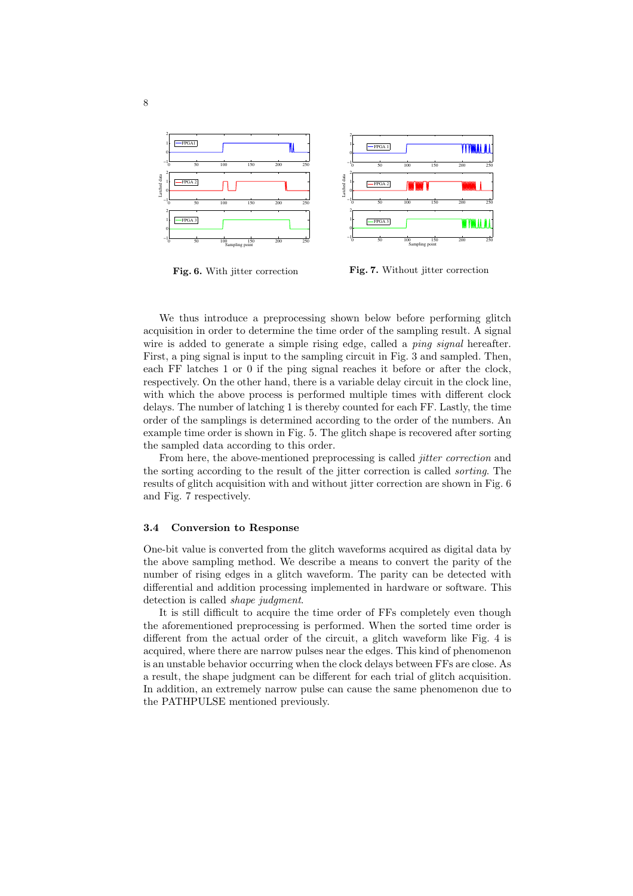Fig. 6. With jitter correction

Fig. 7. Without jitter correction

We thus introduce a preprocessing shown below before performing glitch acquisition in order to determine the time order of the sampling result. A signal wire is added to generate a simple rising edge, called a *ping signal* hereafter. First, a ping signal is input to the sampling circuit in Fig. 3 and sampled. Then, each FF latches 1 or 0 if the ping signal reaches it before or after the clock, respectively. On the other hand, there is a variable delay circuit in the clock line, with which the above process is performed multiple times with different clock delays. The number of latching 1 is thereby counted for each FF. Lastly, the time order of the samplings is determined according to the order of the numbers. An example time order is shown in Fig. 5. The glitch shape is recovered after sorting the sampled data according to this order.

From here, the above-mentioned preprocessing is called *jitter correction* and the sorting according to the result of the jitter correction is called *sorting*. The results of glitch acquisition with and without jitter correction are shown in Fig. 6 and Fig. 7 respectively.

### 3.4 Conversion to Response

One-bit value is converted from the glitch waveforms acquired as digital data by the above sampling method. We describe a means to convert the parity of the number of rising edges in a glitch waveform. The parity can be detected with differential and addition processing implemented in hardware or software. This detection is called *shape judgment*.

It is still difficult to acquire the time order of FFs completely even though the aforementioned preprocessing is performed. When the sorted time order is different from the actual order of the circuit, a glitch waveform like Fig. 4 is acquired, where there are narrow pulses near the edges. This kind of phenomenon is an unstable behavior occurring when the clock delays between FFs are close. As a result, the shape judgment can be different for each trial of glitch acquisition. In addition, an extremely narrow pulse can cause the same phenomenon due to the PATHPULSE mentioned previously.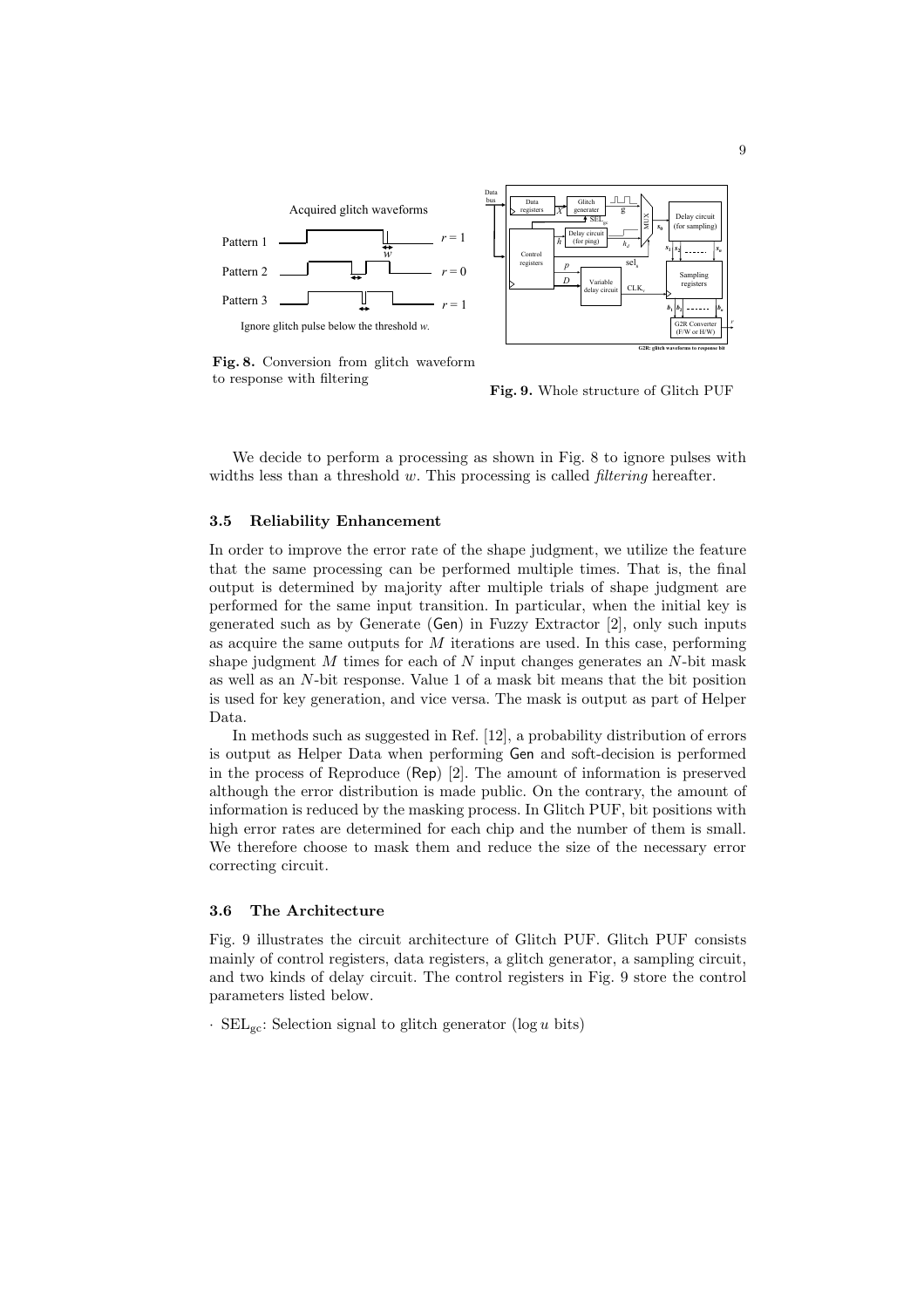Fig. 8. Conversion from glitch waveform to response with filtering

Fig. 9. Whole structure of Glitch PUF

We decide to perform a processing as shown in Fig. 8 to ignore pulses with widths less than a threshold $w$. This processing is called *filtering* hereafter.

### 3.5 Reliability Enhancement

In order to improve the error rate of the shape judgment, we utilize the feature that the same processing can be performed multiple times. That is, the final output is determined by majority after multiple trials of shape judgment are performed for the same input transition. In particular, when the initial key is generated such as by Generate (Gen) in Fuzzy Extractor [2], only such inputs as acquire the same outputs for $M$ iterations are used. In this case, performing shape judgment $M$ times for each of $N$ input changes generates an $N$-bit mask as well as an $N$-bit response. Value 1 of a mask bit means that the bit position is used for key generation, and vice versa. The mask is output as part of Helper Data.

In methods such as suggested in Ref. [12], a probability distribution of errors is output as Helper Data when performing Gen and soft-decision is performed in the process of Reproduce (Rep) [2]. The amount of information is preserved although the error distribution is made public. On the contrary, the amount of information is reduced by the masking process. In Glitch PUF, bit positions with high error rates are determined for each chip and the number of them is small. We therefore choose to mask them and reduce the size of the necessary error correcting circuit.

### 3.6 The Architecture

Fig. 9 illustrates the circuit architecture of Glitch PUF. Glitch PUF consists mainly of control registers, data registers, a glitch generator, a sampling circuit, and two kinds of delay circuit. The control registers in Fig. 9 store the control parameters listed below.

· $\mathrm{SEL}_{\mathrm{gc}}$: Selection signal to glitch generator ($\log u$ bits)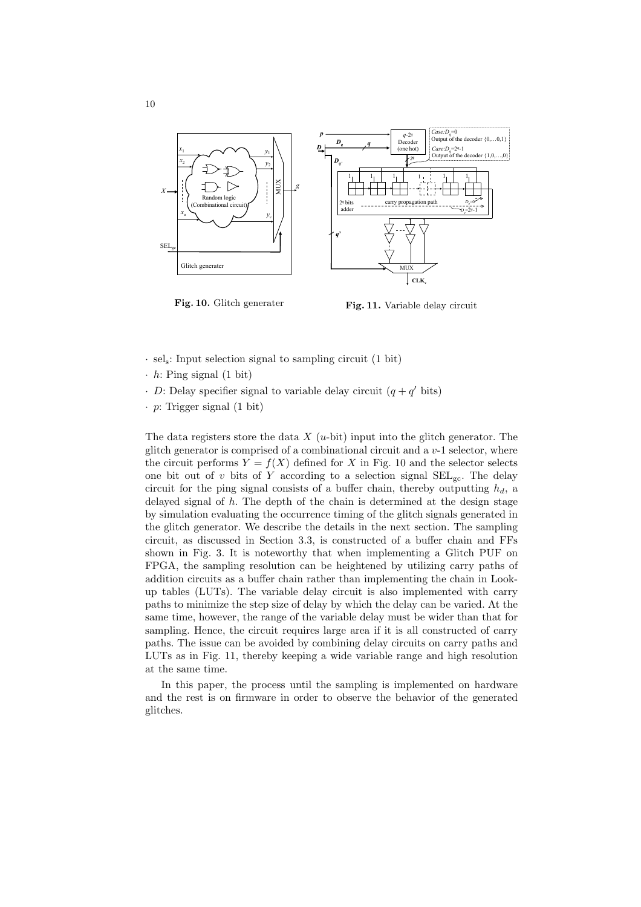**Fig. 10.** Glitch generater

**Fig. 11.** Variable delay circuit

- $\text{sel}_\text{s}$: Input selection signal to sampling circuit (1 bit)
- $h$: Ping signal (1 bit)
- $D$: Delay specifier signal to variable delay circuit ($q + q'$ bits)
- $p$: Trigger signal (1 bit)

The data registers store the data $X$ ($u$-bit) input into the glitch generator. The glitch generator is comprised of a combinational circuit and a $v$-1 selector, where the circuit performs $Y = f(X)$ defined for $X$ in Fig. 10 and the selector selects one bit out of $v$ bits of $Y$ according to a selection signal $\text{SEL}_\text{gc}$. The delay circuit for the ping signal consists of a buffer chain, thereby outputting $h_d$, a delayed signal of $h$. The depth of the chain is determined at the design stage by simulation evaluating the occurrence timing of the glitch signals generated in the glitch generator. We describe the details in the next section. The sampling circuit, as discussed in Section 3.3, is constructed of a buffer chain and FFs shown in Fig. 3. It is noteworthy that when implementing a Glitch PUF on FPGA, the sampling resolution can be heightened by utilizing carry paths of addition circuits as a buffer chain rather than implementing the chain in Look-up tables (LUTs). The variable delay circuit is also implemented with carry paths to minimize the step size of delay by which the delay can be varied. At the same time, however, the range of the variable delay must be wider than that for sampling. Hence, the circuit requires large area if it is all constructed of carry paths. The issue can be avoided by combining delay circuits on carry paths and LUTs as in Fig. 11, thereby keeping a wide variable range and high resolution at the same time.

In this paper, the process until the sampling is implemented on hardware and the rest is on firmware in order to observe the behavior of the generated glitches.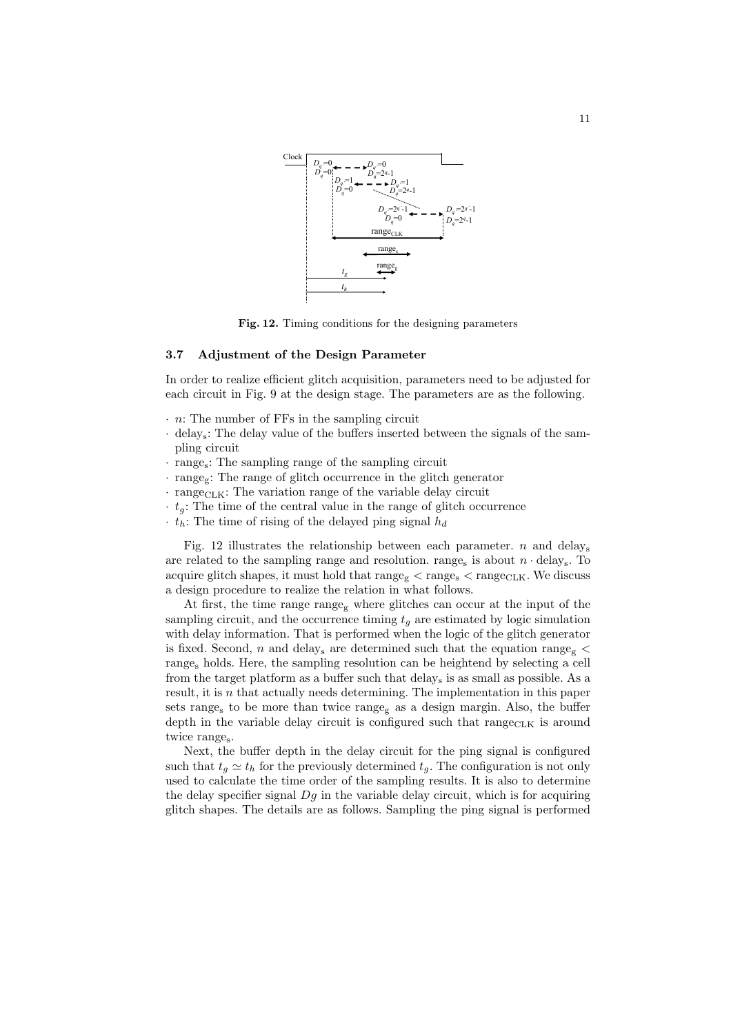Fig. 12. Timing conditions for the designing parameters

### 3.7 Adjustment of the Design Parameter

In order to realize efficient glitch acquisition, parameters need to be adjusted for each circuit in Fig. 9 at the design stage. The parameters are as the following.

- $n$: The number of FFs in the sampling circuit
- $\text{delay}_\text{s}$: The delay value of the buffers inserted between the signals of the sampling circuit
- $\text{range}_\text{s}$: The sampling range of the sampling circuit
- $\text{range}_\text{g}$: The range of glitch occurrence in the glitch generator
- $\text{range}_\text{CLK}$: The variation range of the variable delay circuit
- $t_g$: The time of the central value in the range of glitch occurrence
- $t_h$: The time of rising of the delayed ping signal $h_d$

Fig. 12 illustrates the relationship between each parameter. $n$ and $\text{delay}_\text{s}$ are related to the sampling range and resolution. $\text{range}_\text{s}$ is about $n \cdot \text{delay}_\text{s}$. To acquire glitch shapes, it must hold that $\text{range}_\text{g} < \text{range}_\text{s} < \text{range}_\text{CLK}$. We discuss a design procedure to realize the relation in what follows.

At first, the time range $\text{range}_\text{g}$ where glitches can occur at the input of the sampling circuit, and the occurrence timing $t_g$ are estimated by logic simulation with delay information. That is performed when the logic of the glitch generator is fixed. Second, $n$ and $\text{delay}_\text{s}$ are determined such that the equation $\text{range}_\text{g} < \text{range}_\text{s}$ holds. Here, the sampling resolution can be heightend by selecting a cell from the target platform as a buffer such that $\text{delay}_\text{s}$ is as small as possible. As a result, it is $n$ that actually needs determining. The implementation in this paper sets $\text{range}_\text{s}$ to be more than twice $\text{range}_\text{g}$ as a design margin. Also, the buffer depth in the variable delay circuit is configured such that $\text{range}_\text{CLK}$ is around twice $\text{range}_\text{s}$.

Next, the buffer depth in the delay circuit for the ping signal is configured such that $t_g \simeq t_h$ for the previously determined $t_g$. The configuration is not only used to calculate the time order of the sampling results. It is also to determine the delay specifier signal $Dg$ in the variable delay circuit, which is for acquiring glitch shapes. The details are as follows. Sampling the ping signal is performed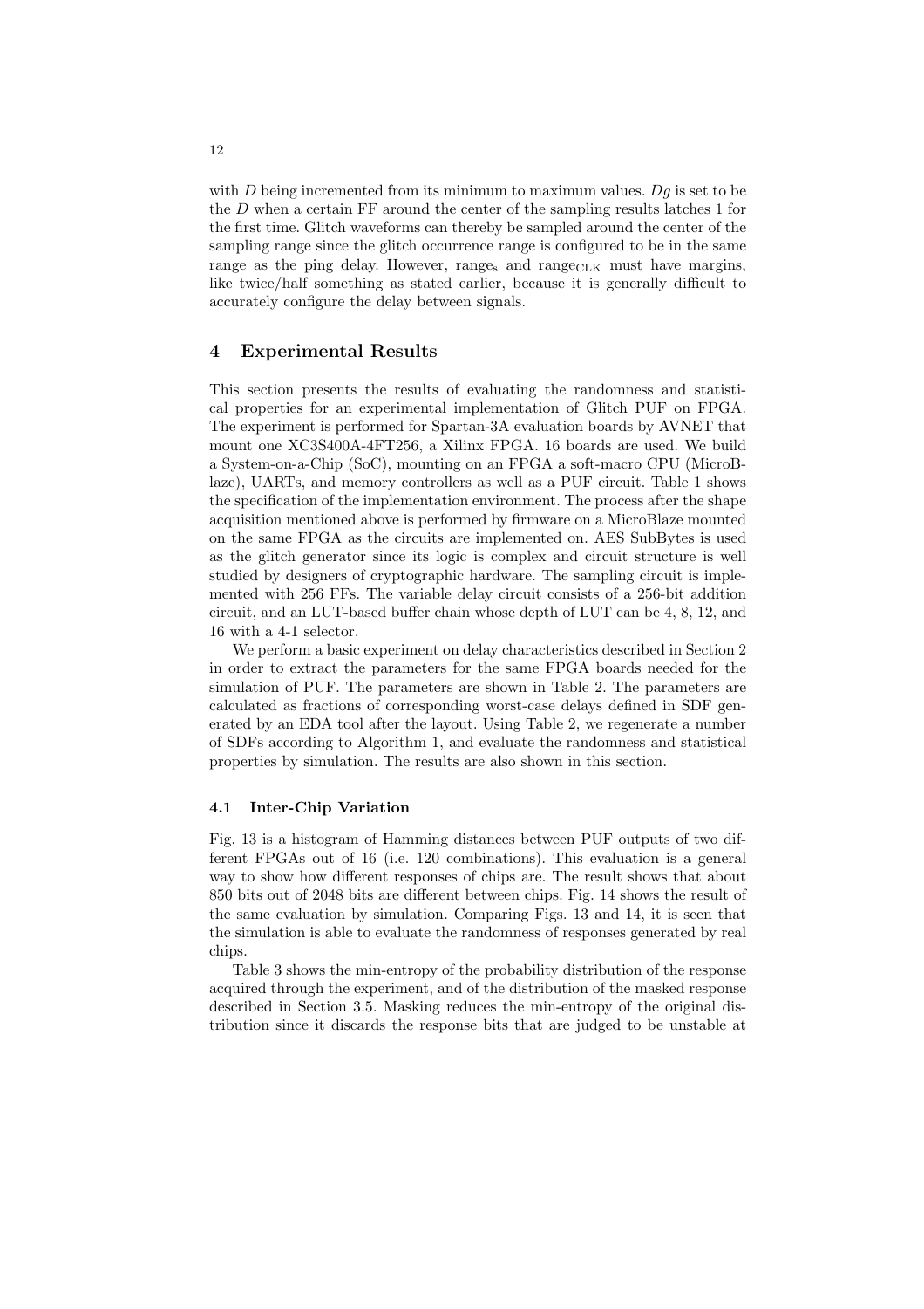with $D$ being incremented from its minimum to maximum values. $Dg$ is set to be the $D$ when a certain FF around the center of the sampling results latches 1 for the first time. Glitch waveforms can thereby be sampled around the center of the sampling range since the glitch occurrence range is configured to be in the same range as the ping delay. However, $\text{range}_\text{s}$ and $\text{range}_\text{CLK}$ must have margins, like twice/half something as stated earlier, because it is generally difficult to accurately configure the delay between signals.

## 4 Experimental Results

This section presents the results of evaluating the randomness and statistical properties for an experimental implementation of Glitch PUF on FPGA. The experiment is performed for Spartan-3A evaluation boards by AVNET that mount one XC3S400A-4FT256, a Xilinx FPGA. 16 boards are used. We build a System-on-a-Chip (SoC), mounting on an FPGA a soft-macro CPU (MicroBlaze), UARTs, and memory controllers as well as a PUF circuit. Table 1 shows the specification of the implementation environment. The process after the shape acquisition mentioned above is performed by firmware on a MicroBlaze mounted on the same FPGA as the circuits are implemented on. AES SubBytes is used as the glitch generator since its logic is complex and circuit structure is well studied by designers of cryptographic hardware. The sampling circuit is implemented with 256 FFs. The variable delay circuit consists of a 256-bit addition circuit, and an LUT-based buffer chain whose depth of LUT can be 4, 8, 12, and 16 with a 4-1 selector.

We perform a basic experiment on delay characteristics described in Section 2 in order to extract the parameters for the same FPGA boards needed for the simulation of PUF. The parameters are shown in Table 2. The parameters are calculated as fractions of corresponding worst-case delays defined in SDF generated by an EDA tool after the layout. Using Table 2, we regenerate a number of SDFs according to Algorithm 1, and evaluate the randomness and statistical properties by simulation. The results are also shown in this section.

### 4.1 Inter-Chip Variation

Fig. 13 is a histogram of Hamming distances between PUF outputs of two different FPGAs out of 16 (i.e. 120 combinations). This evaluation is a general way to show how different responses of chips are. The result shows that about 850 bits out of 2048 bits are different between chips. Fig. 14 shows the result of the same evaluation by simulation. Comparing Figs. 13 and 14, it is seen that the simulation is able to evaluate the randomness of responses generated by real chips.

Table 3 shows the min-entropy of the probability distribution of the response acquired through the experiment, and of the distribution of the masked response described in Section 3.5. Masking reduces the min-entropy of the original distribution since it discards the response bits that are judged to be unstable at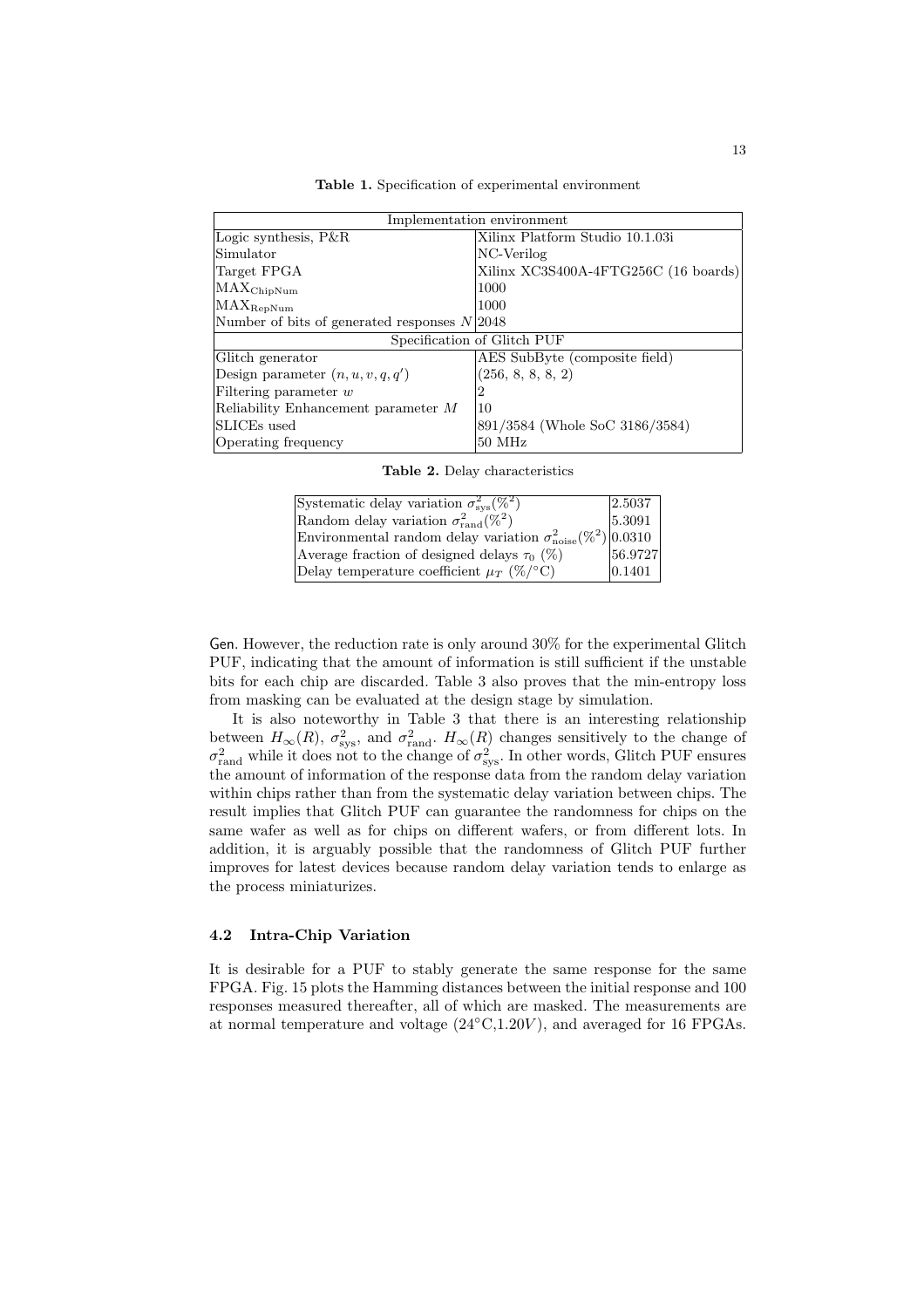Table 1. Specification of experimental environment

| Implementation environment | |
|---|---|
| Logic synthesis, P&R | Xilinx Platform Studio 10.1.03i |
| Simulator | NC-Verilog |
| Target FPGA | Xilinx XC3S400A-4FTG256C (16 boards) |
| $\mathrm{MAX}_{\mathrm{ChipNum}}$ | 1000 |
| $\mathrm{MAX}_{\mathrm{RepNum}}$ | 1000 |
| Number of bits of generated responses $N$ | 2048 |
| Specification of Glitch PUF | |
| Glitch generator | AES SubByte (composite field) |
| Design parameter $(n, u, v, q, q')$ | (256, 8, 8, 8, 2) |
| Filtering parameter $w$ | 2 |
| Reliability Enhancement parameter $M$ | 10 |
| SLICEs used | 891/3584 (Whole SoC 3186/3584) |
| Operating frequency | 50 MHz |

Table 2. Delay characteristics

| | |
|---|---|
| Systematic delay variation $\sigma^2_{\mathrm{sys}}(\%^2)$ | 2.5037 |
| Random delay variation $\sigma^2_{\mathrm{rand}}(\%^2)$ | 5.3091 |
| Environmental random delay variation $\sigma^2_{\mathrm{noise}}(\%^2)$ | 0.0310 |
| Average fraction of designed delays $\tau_0$ (%) | 56.9727 |
| Delay temperature coefficient $\mu_T$ (%/°C) | 0.1401 |

Gen. However, the reduction rate is only around 30% for the experimental Glitch PUF, indicating that the amount of information is still sufficient if the unstable bits for each chip are discarded. Table 3 also proves that the min-entropy loss from masking can be evaluated at the design stage by simulation.

It is also noteworthy in Table 3 that there is an interesting relationship between $H_\infty(R)$, $\sigma^2_{\mathrm{sys}}$, and $\sigma^2_{\mathrm{rand}}$. $H_\infty(R)$ changes sensitively to the change of $\sigma^2_{\mathrm{rand}}$ while it does not to the change of $\sigma^2_{\mathrm{sys}}$. In other words, Glitch PUF ensures the amount of information of the response data from the random delay variation within chips rather than from the systematic delay variation between chips. The result implies that Glitch PUF can guarantee the randomness for chips on the same wafer as well as for chips on different wafers, or from different lots. In addition, it is arguably possible that the randomness of Glitch PUF further improves for latest devices because random delay variation tends to enlarge as the process miniaturizes.

### 4.2 Intra-Chip Variation

It is desirable for a PUF to stably generate the same response for the same FPGA. Fig. 15 plots the Hamming distances between the initial response and 100 responses measured thereafter, all of which are masked. The measurements are at normal temperature and voltage (24°C,1.20$V$), and averaged for 16 FPGAs.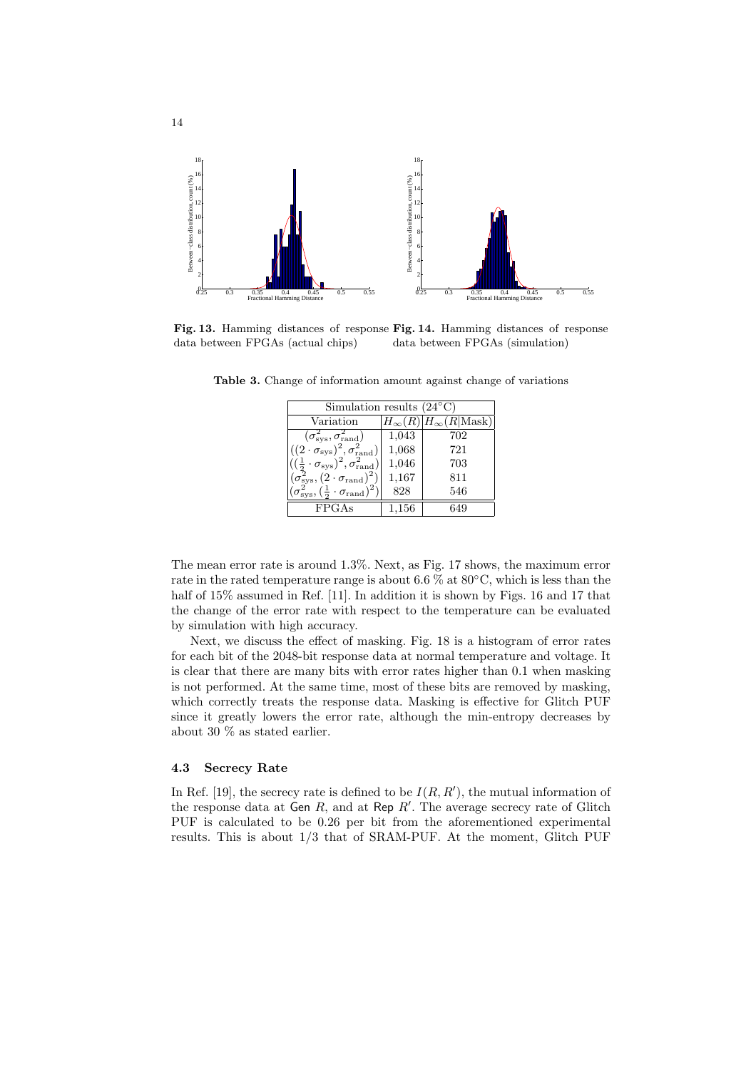**Fig. 13.** Hamming distances of response data between FPGAs (actual chips)

**Fig. 14.** Hamming distances of response data between FPGAs (simulation)

**Table 3.** Change of information amount against change of variations

| Simulation results (24°C) | | |
|---|---|---|
| Variation | $H_\infty(R)$ | $H_\infty(R\|\text{Mask})$ |
| $(\sigma_{\text{sys}}^2, \sigma_{\text{rand}}^2)$ | 1,043 | 702 |
| $((2 \cdot \sigma_{\text{sys}})^2, \sigma_{\text{rand}}^2)$ | 1,068 | 721 |
| $((\frac{1}{2} \cdot \sigma_{\text{sys}})^2, \sigma_{\text{rand}}^2)$ | 1,046 | 703 |
| $(\sigma_{\text{sys}}^2, (2 \cdot \sigma_{\text{rand}})^2)$ | 1,167 | 811 |
| $(\sigma_{\text{sys}}^2, (\frac{1}{2} \cdot \sigma_{\text{rand}})^2)$ | 828 | 546 |
| FPGAs | 1,156 | 649 |

The mean error rate is around 1.3%. Next, as Fig. 17 shows, the maximum error rate in the rated temperature range is about 6.6 % at 80°C, which is less than the half of 15% assumed in Ref. [11]. In addition it is shown by Figs. 16 and 17 that the change of the error rate with respect to the temperature can be evaluated by simulation with high accuracy.

Next, we discuss the effect of masking. Fig. 18 is a histogram of error rates for each bit of the 2048-bit response data at normal temperature and voltage. It is clear that there are many bits with error rates higher than 0.1 when masking is not performed. At the same time, most of these bits are removed by masking, which correctly treats the response data. Masking is effective for Glitch PUF since it greatly lowers the error rate, although the min-entropy decreases by about 30 % as stated earlier.

### 4.3 Secrecy Rate

In Ref. [19], the secrecy rate is defined to be $I(R, R')$, the mutual information of the response data at Gen $R$, and at Rep $R'$. The average secrecy rate of Glitch PUF is calculated to be 0.26 per bit from the aforementioned experimental results. This is about 1/3 that of SRAM-PUF. At the moment, Glitch PUF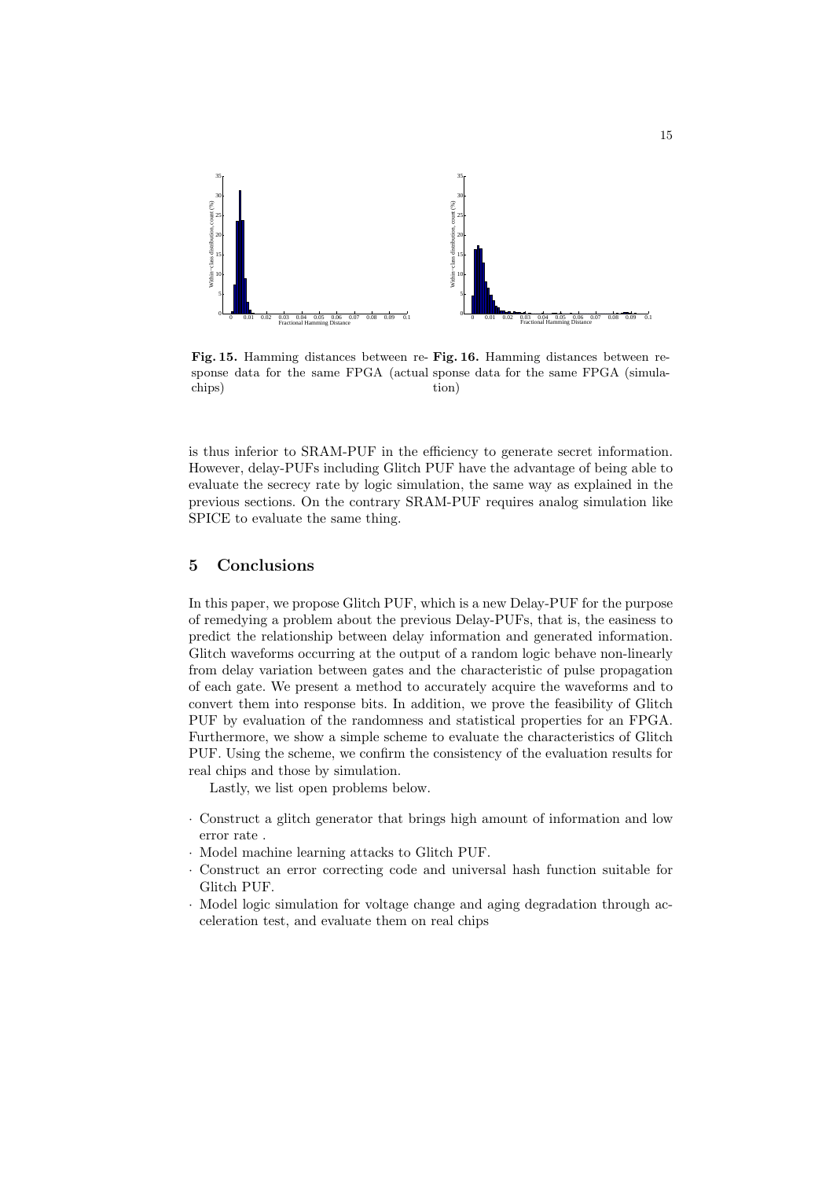Fig. 15. Hamming distances between response data for the same FPGA (actual chips)

Fig. 16. Hamming distances between response data for the same FPGA (simulation)

is thus inferior to SRAM-PUF in the efficiency to generate secret information. However, delay-PUFs including Glitch PUF have the advantage of being able to evaluate the secrecy rate by logic simulation, the same way as explained in the previous sections. On the contrary SRAM-PUF requires analog simulation like SPICE to evaluate the same thing.

## 5 Conclusions

In this paper, we propose Glitch PUF, which is a new Delay-PUF for the purpose of remedying a problem about the previous Delay-PUFs, that is, the easiness to predict the relationship between delay information and generated information. Glitch waveforms occurring at the output of a random logic behave non-linearly from delay variation between gates and the characteristic of pulse propagation of each gate. We present a method to accurately acquire the waveforms and to convert them into response bits. In addition, we prove the feasibility of Glitch PUF by evaluation of the randomness and statistical properties for an FPGA. Furthermore, we show a simple scheme to evaluate the characteristics of Glitch PUF. Using the scheme, we confirm the consistency of the evaluation results for real chips and those by simulation.

Lastly, we list open problems below.

- Construct a glitch generator that brings high amount of information and low error rate .
- Model machine learning attacks to Glitch PUF.
- Construct an error correcting code and universal hash function suitable for Glitch PUF.
- Model logic simulation for voltage change and aging degradation through acceleration test, and evaluate them on real chips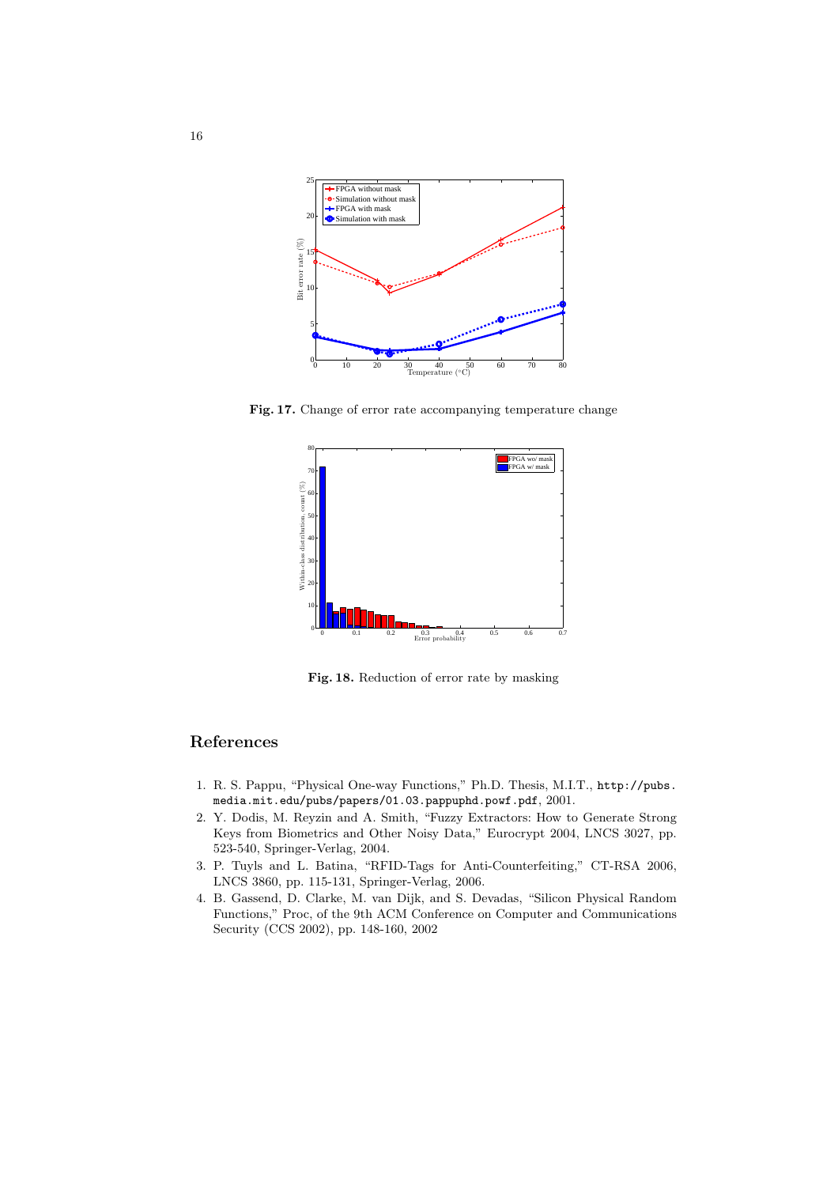**Fig. 17.** Change of error rate accompanying temperature change

**Fig. 18.** Reduction of error rate by masking

## References

1. R. S. Pappu, "Physical One-way Functions," Ph.D. Thesis, M.I.T., `http://pubs.media.mit.edu/pubs/papers/01.03.pappuphd.powf.pdf`, 2001.
2. Y. Dodis, M. Reyzin and A. Smith, "Fuzzy Extractors: How to Generate Strong Keys from Biometrics and Other Noisy Data," Eurocrypt 2004, LNCS 3027, pp. 523-540, Springer-Verlag, 2004.
3. P. Tuyls and L. Batina, "RFID-Tags for Anti-Counterfeiting," CT-RSA 2006, LNCS 3860, pp. 115-131, Springer-Verlag, 2006.
4. B. Gassend, D. Clarke, M. van Dijk, and S. Devadas, "Silicon Physical Random Functions," Proc, of the 9th ACM Conference on Computer and Communications Security (CCS 2002), pp. 148-160, 2002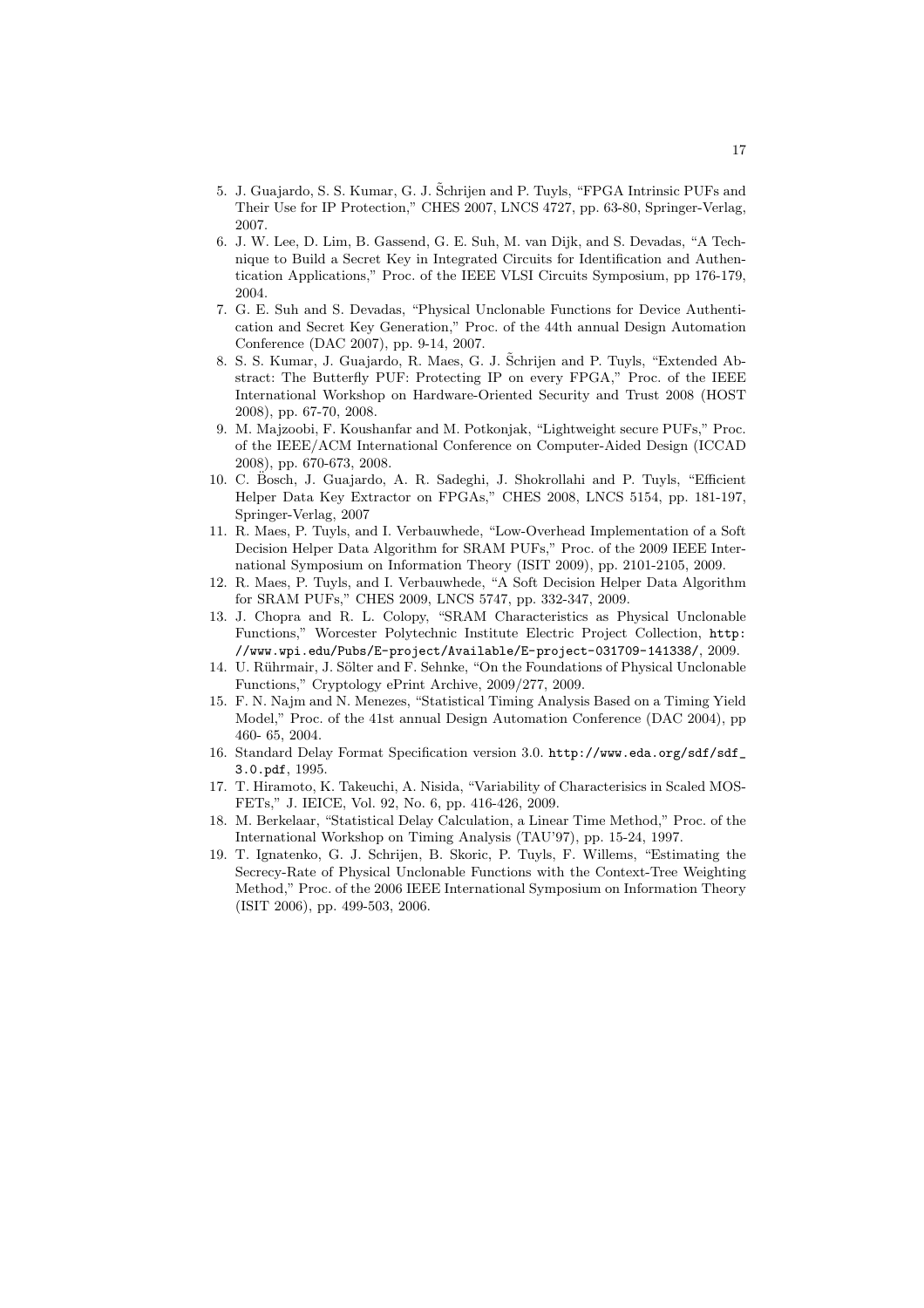5. J. Guajardo, S. S. Kumar, G. J. S̃chrijen and P. Tuyls, "FPGA Intrinsic PUFs and Their Use for IP Protection," CHES 2007, LNCS 4727, pp. 63-80, Springer-Verlag, 2007.
6. J. W. Lee, D. Lim, B. Gassend, G. E. Suh, M. van Dijk, and S. Devadas, "A Technique to Build a Secret Key in Integrated Circuits for Identification and Authentication Applications," Proc. of the IEEE VLSI Circuits Symposium, pp 176-179, 2004.
7. G. E. Suh and S. Devadas, "Physical Unclonable Functions for Device Authentication and Secret Key Generation," Proc. of the 44th annual Design Automation Conference (DAC 2007), pp. 9-14, 2007.
8. S. S. Kumar, J. Guajardo, R. Maes, G. J. S̃chrijen and P. Tuyls, "Extended Abstract: The Butterfly PUF: Protecting IP on every FPGA," Proc. of the IEEE International Workshop on Hardware-Oriented Security and Trust 2008 (HOST 2008), pp. 67-70, 2008.
9. M. Majzoobi, F. Koushanfar and M. Potkonjak, "Lightweight secure PUFs," Proc. of the IEEE/ACM International Conference on Computer-Aided Design (ICCAD 2008), pp. 670-673, 2008.
10. C. B̈osch, J. Guajardo, A. R. Sadeghi, J. Shokrollahi and P. Tuyls, "Efficient Helper Data Key Extractor on FPGAs," CHES 2008, LNCS 5154, pp. 181-197, Springer-Verlag, 2007
11. R. Maes, P. Tuyls, and I. Verbauwhede, "Low-Overhead Implementation of a Soft Decision Helper Data Algorithm for SRAM PUFs," Proc. of the 2009 IEEE International Symposium on Information Theory (ISIT 2009), pp. 2101-2105, 2009.
12. R. Maes, P. Tuyls, and I. Verbauwhede, "A Soft Decision Helper Data Algorithm for SRAM PUFs," CHES 2009, LNCS 5747, pp. 332-347, 2009.
13. J. Chopra and R. L. Colopy, "SRAM Characteristics as Physical Unclonable Functions," Worcester Polytechnic Institute Electric Project Collection, http://www.wpi.edu/Pubs/E-project/Available/E-project-031709-141338/, 2009.
14. U. Rührmair, J. Sölter and F. Sehnke, "On the Foundations of Physical Unclonable Functions," Cryptology ePrint Archive, 2009/277, 2009.
15. F. N. Najm and N. Menezes, "Statistical Timing Analysis Based on a Timing Yield Model," Proc. of the 41st annual Design Automation Conference (DAC 2004), pp 460- 65, 2004.
16. Standard Delay Format Specification version 3.0. http://www.eda.org/sdf/sdf_3.0.pdf, 1995.
17. T. Hiramoto, K. Takeuchi, A. Nisida, "Variability of Characterisics in Scaled MOSFETs," J. IEICE, Vol. 92, No. 6, pp. 416-426, 2009.
18. M. Berkelaar, "Statistical Delay Calculation, a Linear Time Method," Proc. of the International Workshop on Timing Analysis (TAU'97), pp. 15-24, 1997.
19. T. Ignatenko, G. J. Schrijen, B. Skoric, P. Tuyls, F. Willems, "Estimating the Secrecy-Rate of Physical Unclonable Functions with the Context-Tree Weighting Method," Proc. of the 2006 IEEE International Symposium on Information Theory (ISIT 2006), pp. 499-503, 2006.